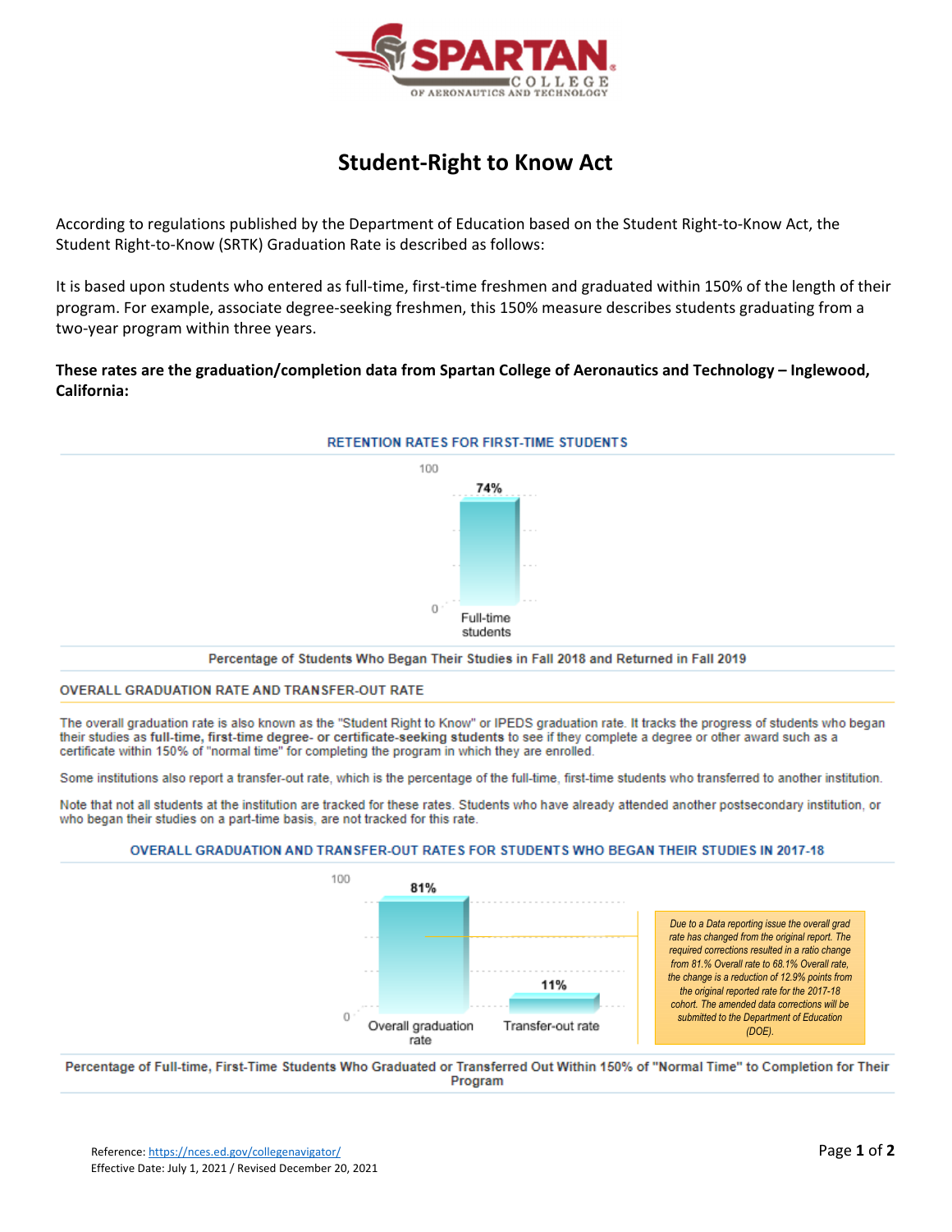SPARTAN COLLEGE OF AERONAUTICS AND TECHNOLOGY

# Student-Right to Know Act

According to regulations published by the Department of Education based on the Student Right-to-Know Act, the Student Right-to-Know (SRTK) Graduation Rate is described as follows:

It is based upon students who entered as full-time, first-time freshmen and graduated within 150% of the length of their program. For example, associate degree-seeking freshmen, this 150% measure describes students graduating from a two-year program within three years.

**These rates are the graduation/completion data from Spartan College of Aeronautics and Technology – Inglewood, California:**

## RETENTION RATES FOR FIRST-TIME STUDENTS

| | Full-time students |
|---|---|
| Retention rate | 74% |

Percentage of Students Who Began Their Studies in Fall 2018 and Returned in Fall 2019

## OVERALL GRADUATION RATE AND TRANSFER-OUT RATE

The overall graduation rate is also known as the "Student Right to Know" or IPEDS graduation rate. It tracks the progress of students who began their studies as **full-time, first-time degree- or certificate-seeking students** to see if they complete a degree or other award such as a certificate within 150% of "normal time" for completing the program in which they are enrolled.

Some institutions also report a transfer-out rate, which is the percentage of the full-time, first-time students who transferred to another institution.

Note that not all students at the institution are tracked for these rates. Students who have already attended another postsecondary institution, or who began their studies on a part-time basis, are not tracked for this rate.

### OVERALL GRADUATION AND TRANSFER-OUT RATES FOR STUDENTS WHO BEGAN THEIR STUDIES IN 2017-18

| Overall graduation rate | Transfer-out rate |
|---|---|
| 81% | 11% |

*Due to a Data reporting issue the overall grad rate has changed from the original report. The required corrections resulted in a ratio change from 81.% Overall rate to 68.1% Overall rate, the change is a reduction of 12.9% points from the original reported rate for the 2017-18 cohort. The amended data corrections will be submitted to the Department of Education (DOE).*

Percentage of Full-time, First-Time Students Who Graduated or Transferred Out Within 150% of "Normal Time" to Completion for Their Program

Reference: https://nces.ed.gov/collegenavigator/
Effective Date: July 1, 2021 / Revised December 20, 2021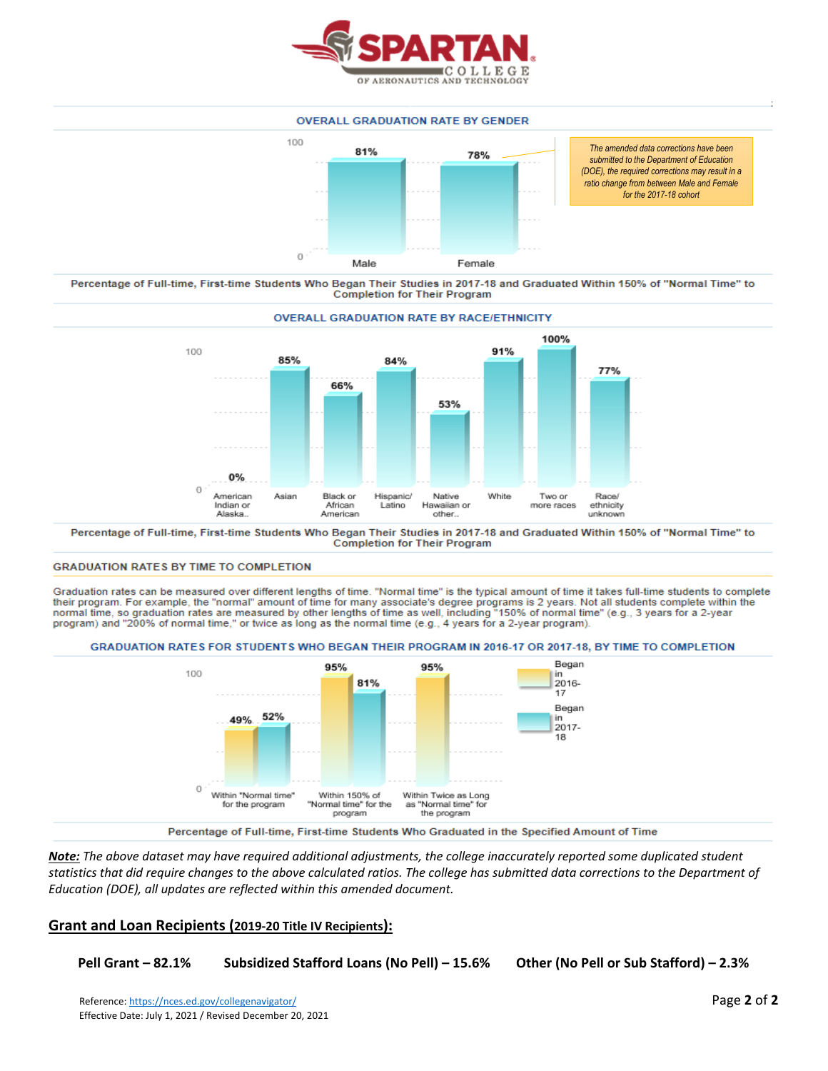SPARTAN COLLEGE OF AERONAUTICS AND TECHNOLOGY

### OVERALL GRADUATION RATE BY GENDER

100
81%
78%
0
Male
Female

*The amended data corrections have been submitted to the Department of Education (DOE), the required corrections may result in a ratio change from between Male and Female for the 2017-18 cohort*

Percentage of Full-time, First-time Students Who Began Their Studies in 2017-18 and Graduated Within 150% of "Normal Time" to Completion for Their Program

### OVERALL GRADUATION RATE BY RACE/ETHNICITY

100
0
0%
85%
66%
84%
53%
91%
100%
77%
American Indian or Alaska..
Asian
Black or African American
Hispanic/ Latino
Native Hawaiian or other..
White
Two or more races
Race/ ethnicity unknown

Percentage of Full-time, First-time Students Who Began Their Studies in 2017-18 and Graduated Within 150% of "Normal Time" to Completion for Their Program

### GRADUATION RATES BY TIME TO COMPLETION

Graduation rates can be measured over different lengths of time. "Normal time" is the typical amount of time it takes full-time students to complete their program. For example, the "normal" amount of time for many associate's degree programs is 2 years. Not all students complete within the normal time, so graduation rates are measured by other lengths of time as well, including "150% of normal time" (e.g., 3 years for a 2-year program) and "200% of normal time," or twice as long as the normal time (e.g., 4 years for a 2-year program).

### GRADUATION RATES FOR STUDENTS WHO BEGAN THEIR PROGRAM IN 2016-17 OR 2017-18, BY TIME TO COMPLETION

100
0
49%
52%
95%
81%
95%
Within "Normal time" for the program
Within 150% of "Normal time" for the program
Within Twice as Long as "Normal time" for the program
Began in 2016-17
Began in 2017-18

Percentage of Full-time, First-time Students Who Graduated in the Specified Amount of Time

***Note:*** *The above dataset may have required additional adjustments, the college inaccurately reported some duplicated student statistics that did require changes to the above calculated ratios. The college has submitted data corrections to the Department of Education (DOE), all updates are reflected within this amended document.*

## Grant and Loan Recipients (2019-20 Title IV Recipients):

**Pell Grant – 82.1%** **Subsidized Stafford Loans (No Pell) – 15.6%** **Other (No Pell or Sub Stafford) – 2.3%**

Reference: https://nces.ed.gov/collegenavigator/
Effective Date: July 1, 2021 / Revised December 20, 2021